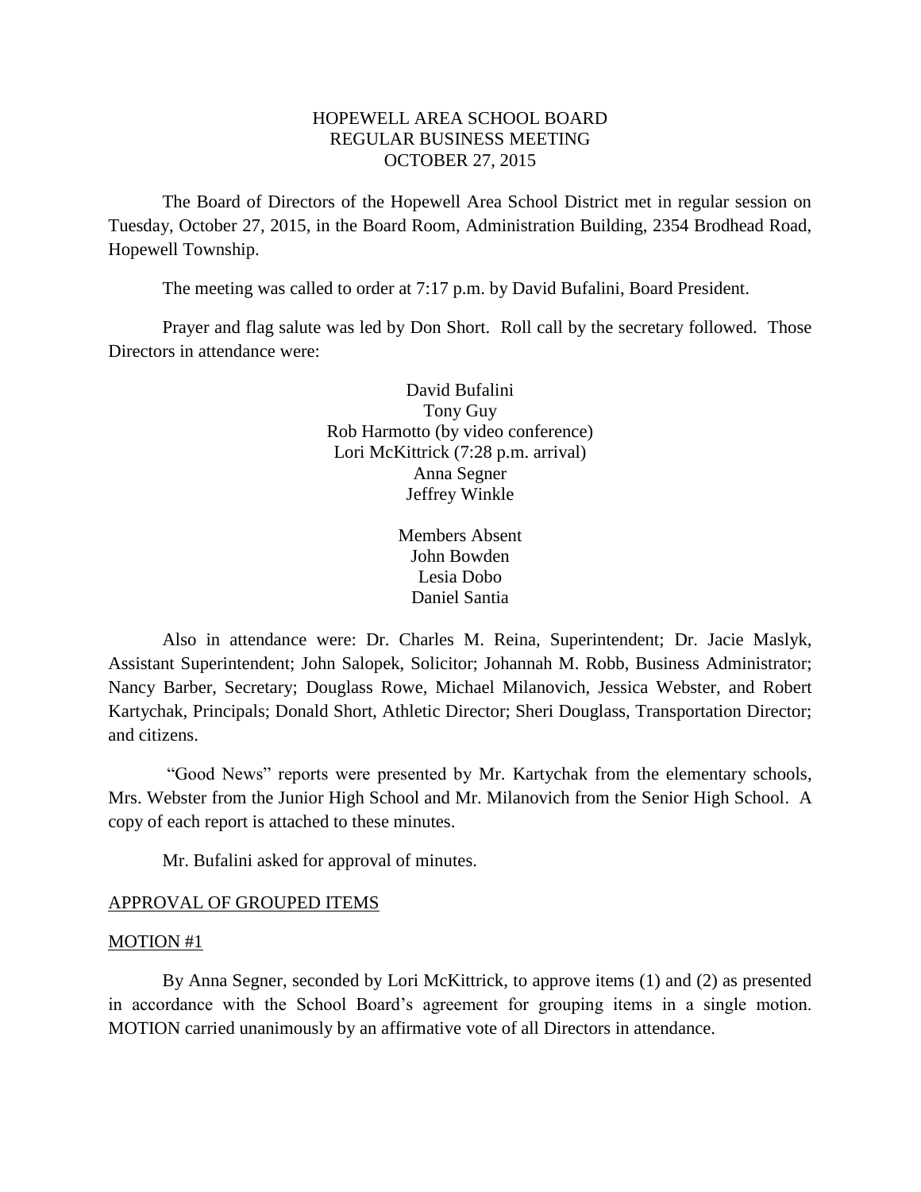# HOPEWELL AREA SCHOOL BOARD
## REGULAR BUSINESS MEETING
## OCTOBER 27, 2015

The Board of Directors of the Hopewell Area School District met in regular session on Tuesday, October 27, 2015, in the Board Room, Administration Building, 2354 Brodhead Road, Hopewell Township.

The meeting was called to order at 7:17 p.m. by David Bufalini, Board President.

Prayer and flag salute was led by Don Short. Roll call by the secretary followed. Those Directors in attendance were:

David Bufalini  
Tony Guy  
Rob Harmotto (by video conference)  
Lori McKittrick (7:28 p.m. arrival)  
Anna Segner  
Jeffrey Winkle

Members Absent  
John Bowden  
Lesia Dobo  
Daniel Santia

Also in attendance were: Dr. Charles M. Reina, Superintendent; Dr. Jacie Maslyk, Assistant Superintendent; John Salopek, Solicitor; Johannah M. Robb, Business Administrator; Nancy Barber, Secretary; Douglass Rowe, Michael Milanovich, Jessica Webster, and Robert Kartychak, Principals; Donald Short, Athletic Director; Sheri Douglass, Transportation Director; and citizens.

"Good News" reports were presented by Mr. Kartychak from the elementary schools, Mrs. Webster from the Junior High School and Mr. Milanovich from the Senior High School. A copy of each report is attached to these minutes.

Mr. Bufalini asked for approval of minutes.

APPROVAL OF GROUPED ITEMS

MOTION #1

By Anna Segner, seconded by Lori McKittrick, to approve items (1) and (2) as presented in accordance with the School Board's agreement for grouping items in a single motion. MOTION carried unanimously by an affirmative vote of all Directors in attendance.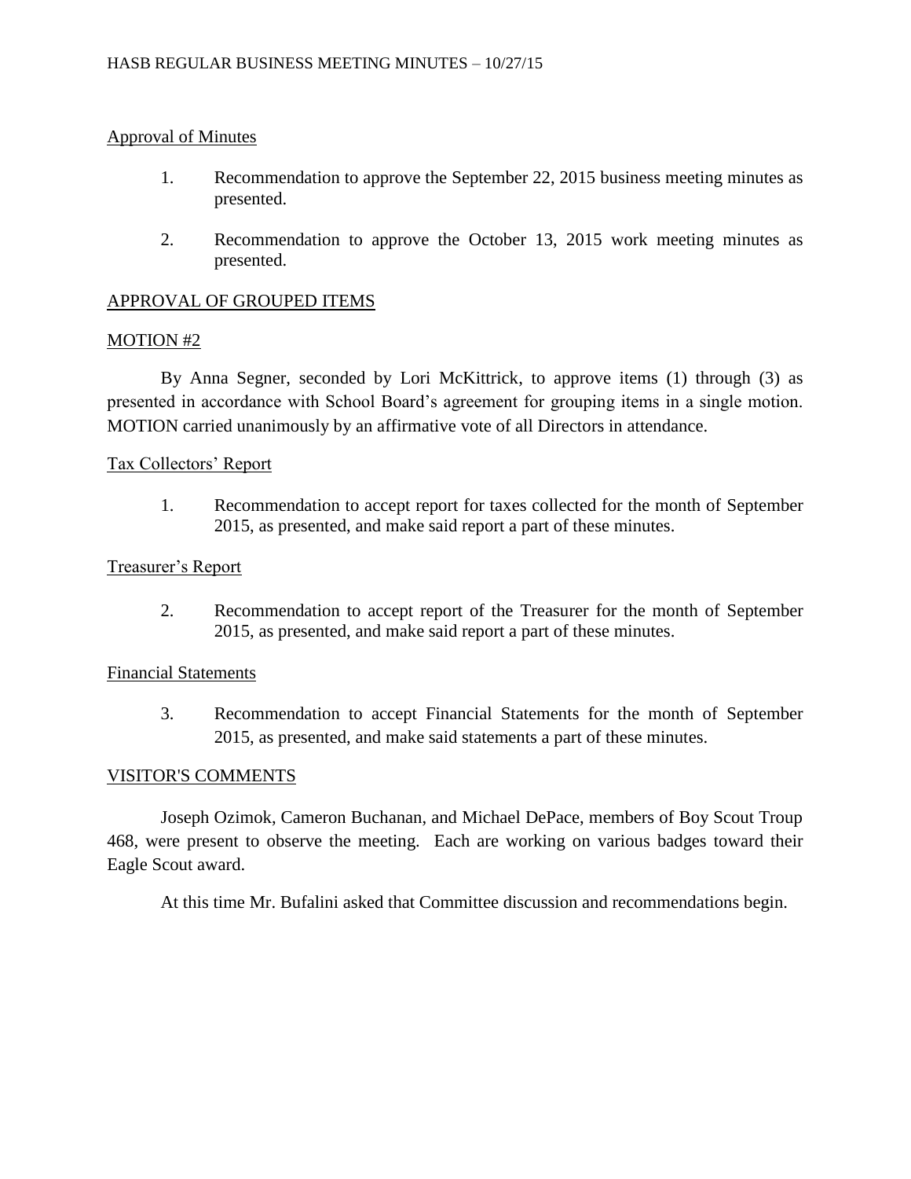Approval of Minutes

1. Recommendation to approve the September 22, 2015 business meeting minutes as presented.

2. Recommendation to approve the October 13, 2015 work meeting minutes as presented.

## APPROVAL OF GROUPED ITEMS

MOTION #2

By Anna Segner, seconded by Lori McKittrick, to approve items (1) through (3) as presented in accordance with School Board's agreement for grouping items in a single motion. MOTION carried unanimously by an affirmative vote of all Directors in attendance.

Tax Collectors' Report

1. Recommendation to accept report for taxes collected for the month of September 2015, as presented, and make said report a part of these minutes.

Treasurer's Report

2. Recommendation to accept report of the Treasurer for the month of September 2015, as presented, and make said report a part of these minutes.

Financial Statements

3. Recommendation to accept Financial Statements for the month of September 2015, as presented, and make said statements a part of these minutes.

## VISITOR'S COMMENTS

Joseph Ozimok, Cameron Buchanan, and Michael DePace, members of Boy Scout Troup 468, were present to observe the meeting. Each are working on various badges toward their Eagle Scout award.

At this time Mr. Bufalini asked that Committee discussion and recommendations begin.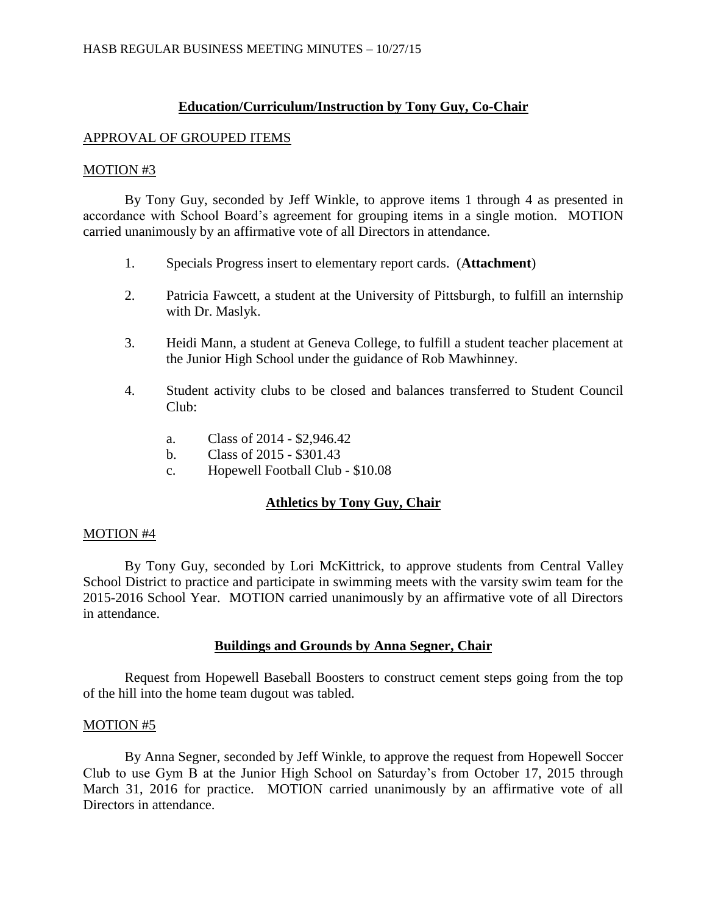## Education/Curriculum/Instruction by Tony Guy, Co-Chair

APPROVAL OF GROUPED ITEMS

MOTION #3

By Tony Guy, seconded by Jeff Winkle, to approve items 1 through 4 as presented in accordance with School Board's agreement for grouping items in a single motion. MOTION carried unanimously by an affirmative vote of all Directors in attendance.

1. Specials Progress insert to elementary report cards. (**Attachment**)

2. Patricia Fawcett, a student at the University of Pittsburgh, to fulfill an internship with Dr. Maslyk.

3. Heidi Mann, a student at Geneva College, to fulfill a student teacher placement at the Junior High School under the guidance of Rob Mawhinney.

4. Student activity clubs to be closed and balances transferred to Student Council Club:

   a. Class of 2014 - $2,946.42
   b. Class of 2015 - $301.43
   c. Hopewell Football Club - $10.08

## Athletics by Tony Guy, Chair

MOTION #4

By Tony Guy, seconded by Lori McKittrick, to approve students from Central Valley School District to practice and participate in swimming meets with the varsity swim team for the 2015-2016 School Year. MOTION carried unanimously by an affirmative vote of all Directors in attendance.

## Buildings and Grounds by Anna Segner, Chair

Request from Hopewell Baseball Boosters to construct cement steps going from the top of the hill into the home team dugout was tabled.

MOTION #5

By Anna Segner, seconded by Jeff Winkle, to approve the request from Hopewell Soccer Club to use Gym B at the Junior High School on Saturday's from October 17, 2015 through March 31, 2016 for practice. MOTION carried unanimously by an affirmative vote of all Directors in attendance.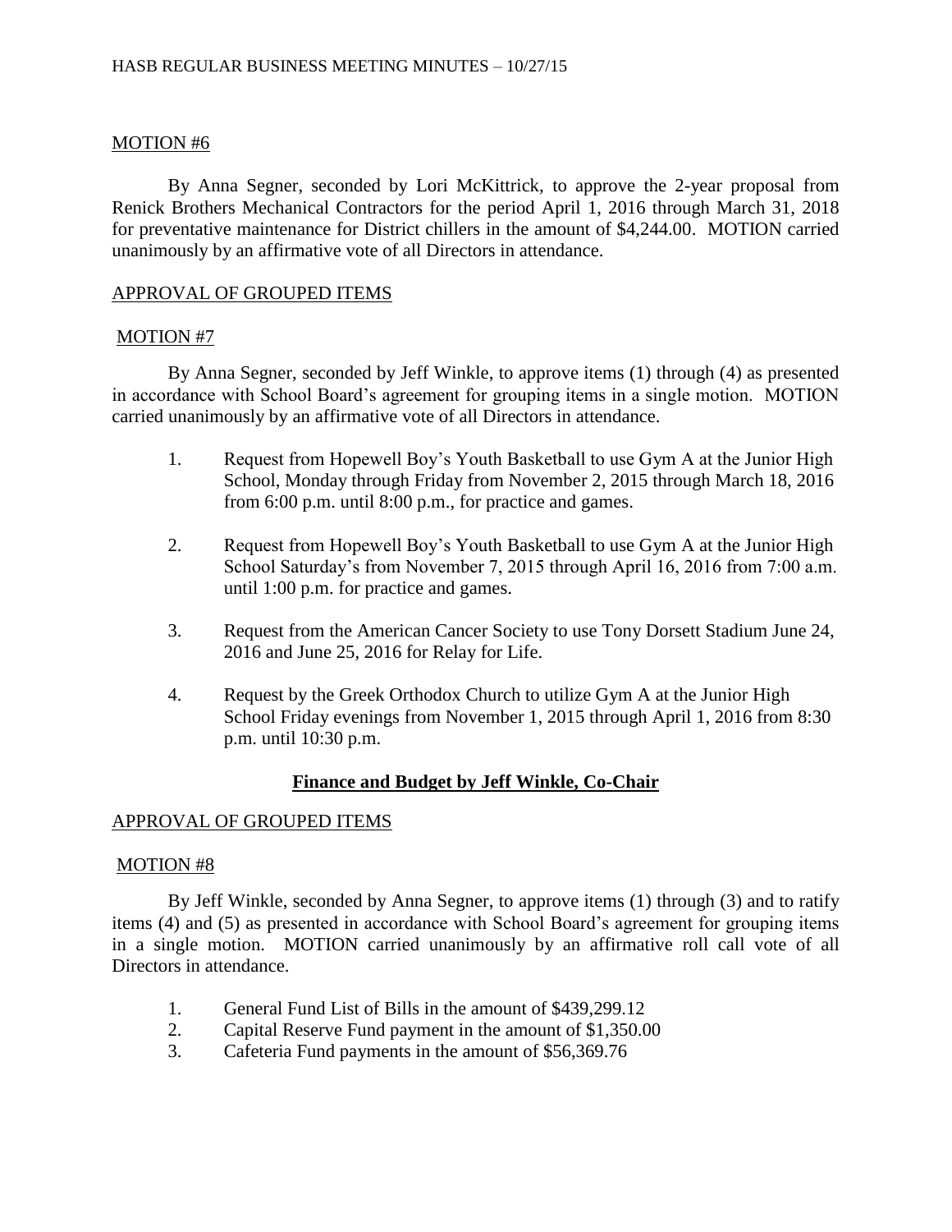MOTION #6

By Anna Segner, seconded by Lori McKittrick, to approve the 2-year proposal from Renick Brothers Mechanical Contractors for the period April 1, 2016 through March 31, 2018 for preventative maintenance for District chillers in the amount of $4,244.00. MOTION carried unanimously by an affirmative vote of all Directors in attendance.

APPROVAL OF GROUPED ITEMS

MOTION #7

By Anna Segner, seconded by Jeff Winkle, to approve items (1) through (4) as presented in accordance with School Board's agreement for grouping items in a single motion. MOTION carried unanimously by an affirmative vote of all Directors in attendance.

1. Request from Hopewell Boy's Youth Basketball to use Gym A at the Junior High School, Monday through Friday from November 2, 2015 through March 18, 2016 from 6:00 p.m. until 8:00 p.m., for practice and games.

2. Request from Hopewell Boy's Youth Basketball to use Gym A at the Junior High School Saturday's from November 7, 2015 through April 16, 2016 from 7:00 a.m. until 1:00 p.m. for practice and games.

3. Request from the American Cancer Society to use Tony Dorsett Stadium June 24, 2016 and June 25, 2016 for Relay for Life.

4. Request by the Greek Orthodox Church to utilize Gym A at the Junior High School Friday evenings from November 1, 2015 through April 1, 2016 from 8:30 p.m. until 10:30 p.m.

## Finance and Budget by Jeff Winkle, Co-Chair

APPROVAL OF GROUPED ITEMS

MOTION #8

By Jeff Winkle, seconded by Anna Segner, to approve items (1) through (3) and to ratify items (4) and (5) as presented in accordance with School Board's agreement for grouping items in a single motion. MOTION carried unanimously by an affirmative roll call vote of all Directors in attendance.

1. General Fund List of Bills in the amount of $439,299.12
2. Capital Reserve Fund payment in the amount of $1,350.00
3. Cafeteria Fund payments in the amount of $56,369.76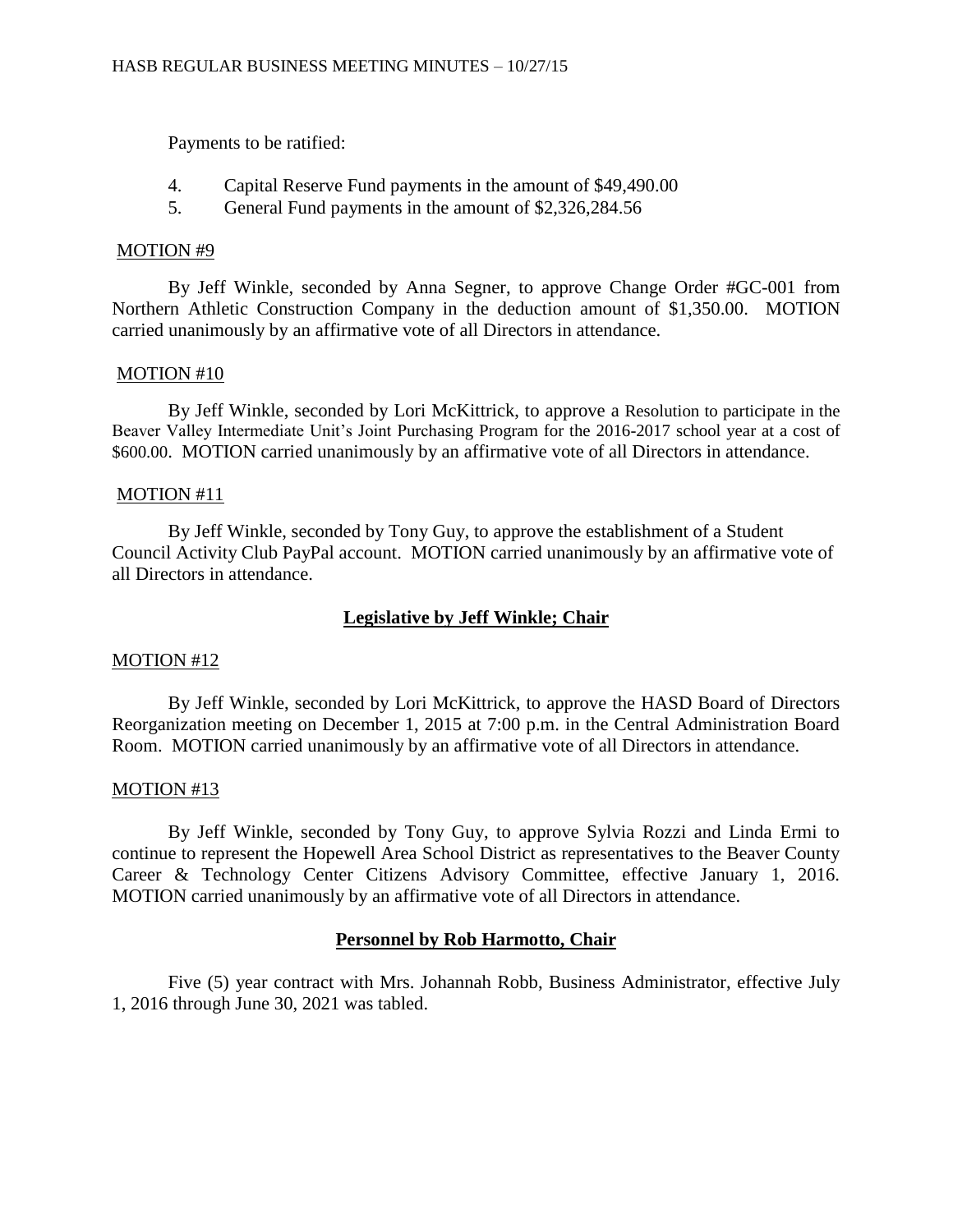Payments to be ratified:

4. Capital Reserve Fund payments in the amount of $49,490.00
5. General Fund payments in the amount of $2,326,284.56

MOTION #9

By Jeff Winkle, seconded by Anna Segner, to approve Change Order #GC-001 from Northern Athletic Construction Company in the deduction amount of $1,350.00. MOTION carried unanimously by an affirmative vote of all Directors in attendance.

MOTION #10

By Jeff Winkle, seconded by Lori McKittrick, to approve a Resolution to participate in the Beaver Valley Intermediate Unit's Joint Purchasing Program for the 2016-2017 school year at a cost of $600.00. MOTION carried unanimously by an affirmative vote of all Directors in attendance.

MOTION #11

By Jeff Winkle, seconded by Tony Guy, to approve the establishment of a Student Council Activity Club PayPal account. MOTION carried unanimously by an affirmative vote of all Directors in attendance.

## Legislative by Jeff Winkle; Chair

MOTION #12

By Jeff Winkle, seconded by Lori McKittrick, to approve the HASD Board of Directors Reorganization meeting on December 1, 2015 at 7:00 p.m. in the Central Administration Board Room. MOTION carried unanimously by an affirmative vote of all Directors in attendance.

MOTION #13

By Jeff Winkle, seconded by Tony Guy, to approve Sylvia Rozzi and Linda Ermi to continue to represent the Hopewell Area School District as representatives to the Beaver County Career & Technology Center Citizens Advisory Committee, effective January 1, 2016. MOTION carried unanimously by an affirmative vote of all Directors in attendance.

## Personnel by Rob Harmotto, Chair

Five (5) year contract with Mrs. Johannah Robb, Business Administrator, effective July 1, 2016 through June 30, 2021 was tabled.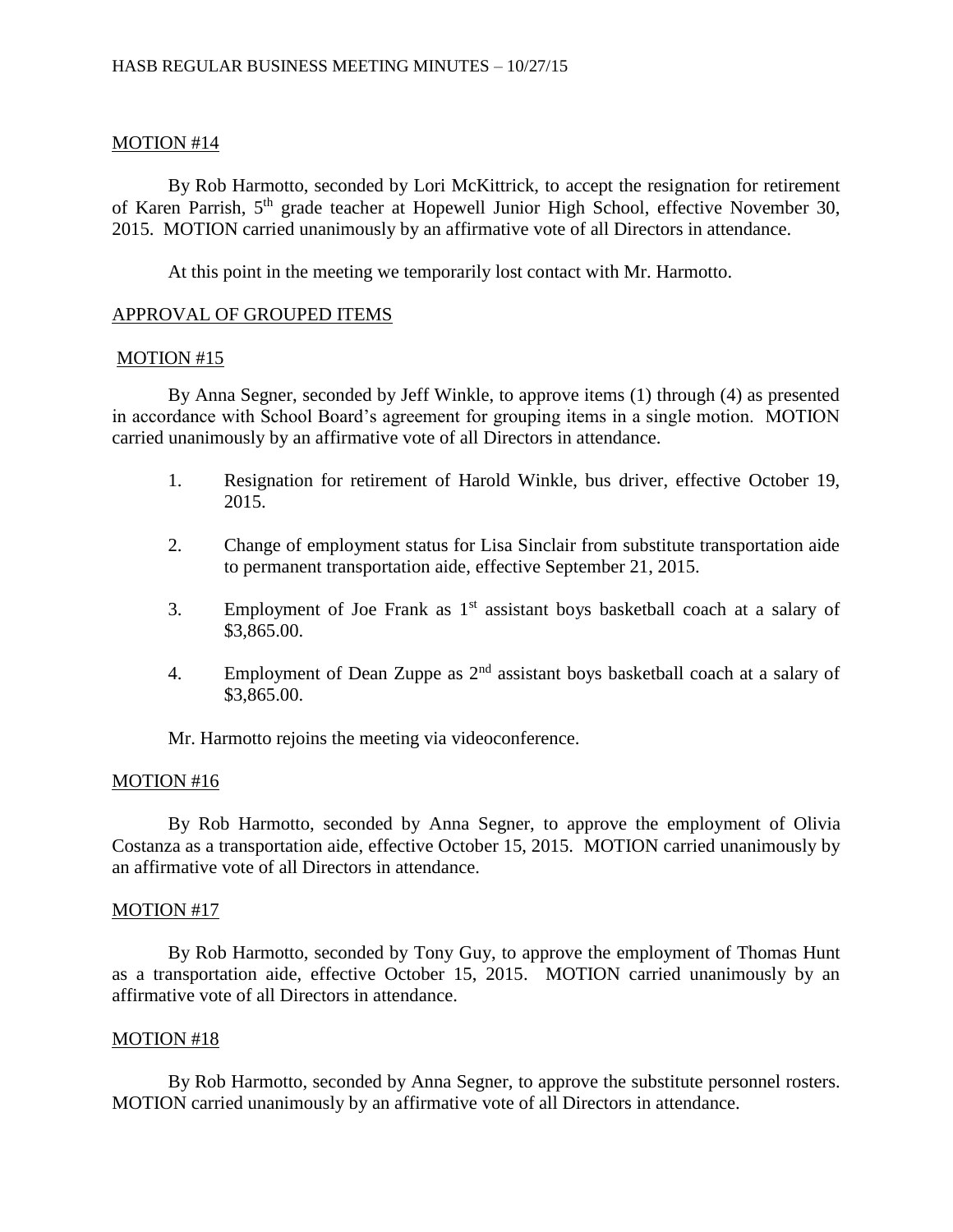## MOTION #14

By Rob Harmotto, seconded by Lori McKittrick, to accept the resignation for retirement of Karen Parrish, 5th grade teacher at Hopewell Junior High School, effective November 30, 2015. MOTION carried unanimously by an affirmative vote of all Directors in attendance.

At this point in the meeting we temporarily lost contact with Mr. Harmotto.

## APPROVAL OF GROUPED ITEMS

## MOTION #15

By Anna Segner, seconded by Jeff Winkle, to approve items (1) through (4) as presented in accordance with School Board's agreement for grouping items in a single motion. MOTION carried unanimously by an affirmative vote of all Directors in attendance.

1. Resignation for retirement of Harold Winkle, bus driver, effective October 19, 2015.

2. Change of employment status for Lisa Sinclair from substitute transportation aide to permanent transportation aide, effective September 21, 2015.

3. Employment of Joe Frank as 1st assistant boys basketball coach at a salary of $3,865.00.

4. Employment of Dean Zuppe as 2nd assistant boys basketball coach at a salary of $3,865.00.

Mr. Harmotto rejoins the meeting via videoconference.

## MOTION #16

By Rob Harmotto, seconded by Anna Segner, to approve the employment of Olivia Costanza as a transportation aide, effective October 15, 2015. MOTION carried unanimously by an affirmative vote of all Directors in attendance.

## MOTION #17

By Rob Harmotto, seconded by Tony Guy, to approve the employment of Thomas Hunt as a transportation aide, effective October 15, 2015. MOTION carried unanimously by an affirmative vote of all Directors in attendance.

## MOTION #18

By Rob Harmotto, seconded by Anna Segner, to approve the substitute personnel rosters. MOTION carried unanimously by an affirmative vote of all Directors in attendance.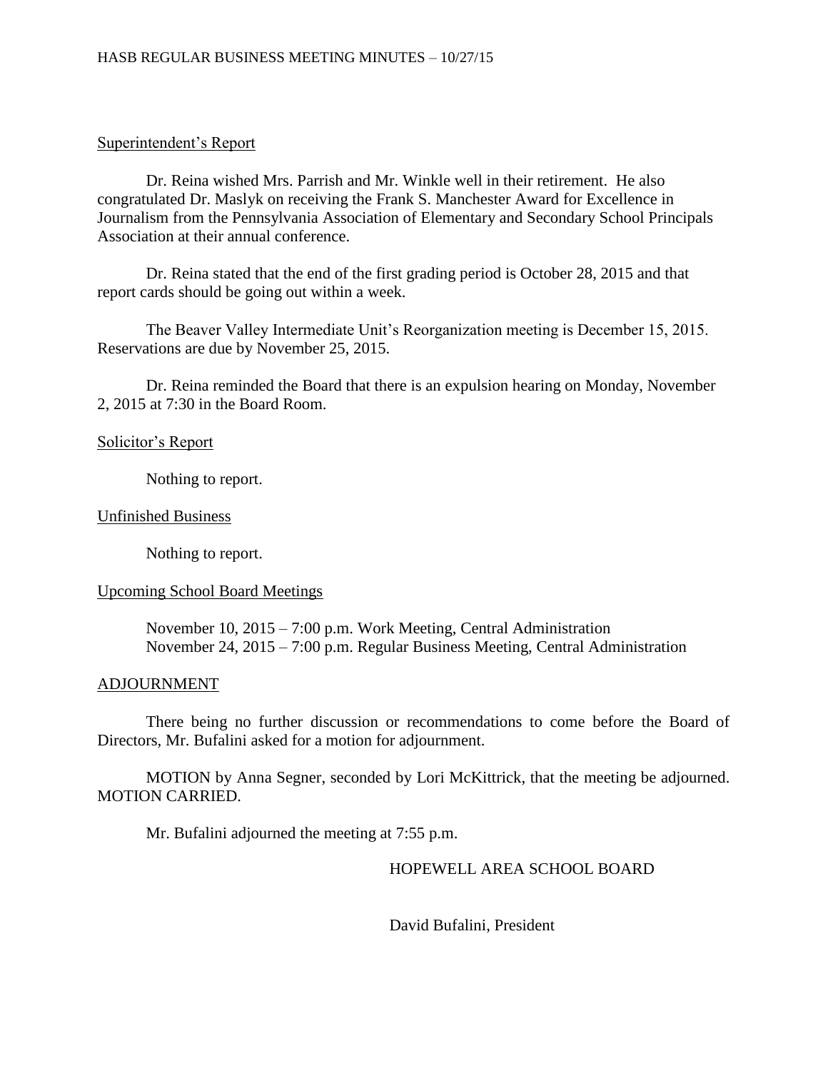Superintendent's Report

Dr. Reina wished Mrs. Parrish and Mr. Winkle well in their retirement. He also congratulated Dr. Maslyk on receiving the Frank S. Manchester Award for Excellence in Journalism from the Pennsylvania Association of Elementary and Secondary School Principals Association at their annual conference.

Dr. Reina stated that the end of the first grading period is October 28, 2015 and that report cards should be going out within a week.

The Beaver Valley Intermediate Unit's Reorganization meeting is December 15, 2015. Reservations are due by November 25, 2015.

Dr. Reina reminded the Board that there is an expulsion hearing on Monday, November 2, 2015 at 7:30 in the Board Room.

Solicitor's Report

Nothing to report.

Unfinished Business

Nothing to report.

Upcoming School Board Meetings

November 10, 2015 – 7:00 p.m. Work Meeting, Central Administration
November 24, 2015 – 7:00 p.m. Regular Business Meeting, Central Administration

ADJOURNMENT

There being no further discussion or recommendations to come before the Board of Directors, Mr. Bufalini asked for a motion for adjournment.

MOTION by Anna Segner, seconded by Lori McKittrick, that the meeting be adjourned. MOTION CARRIED.

Mr. Bufalini adjourned the meeting at 7:55 p.m.

HOPEWELL AREA SCHOOL BOARD

David Bufalini, President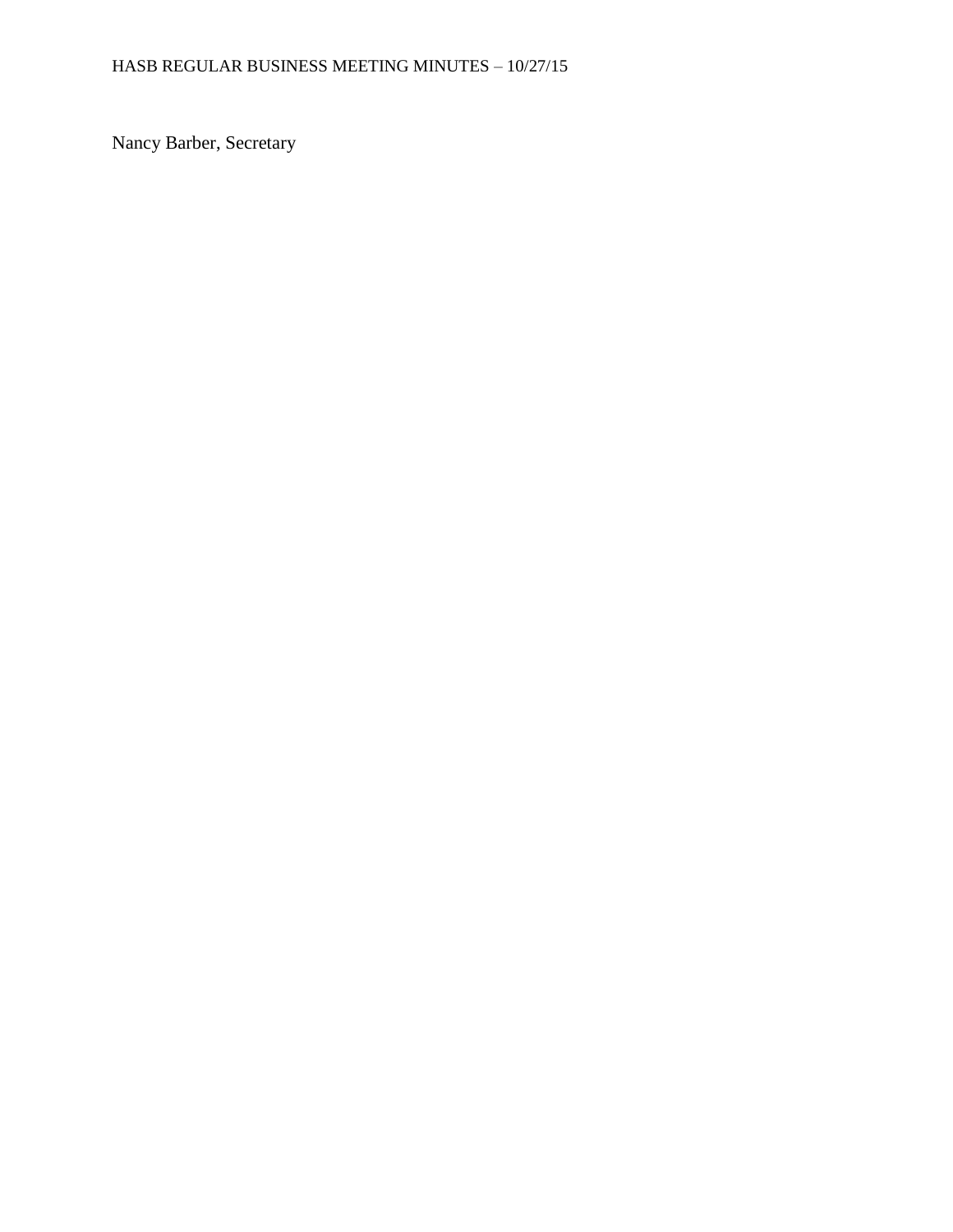Nancy Barber, Secretary